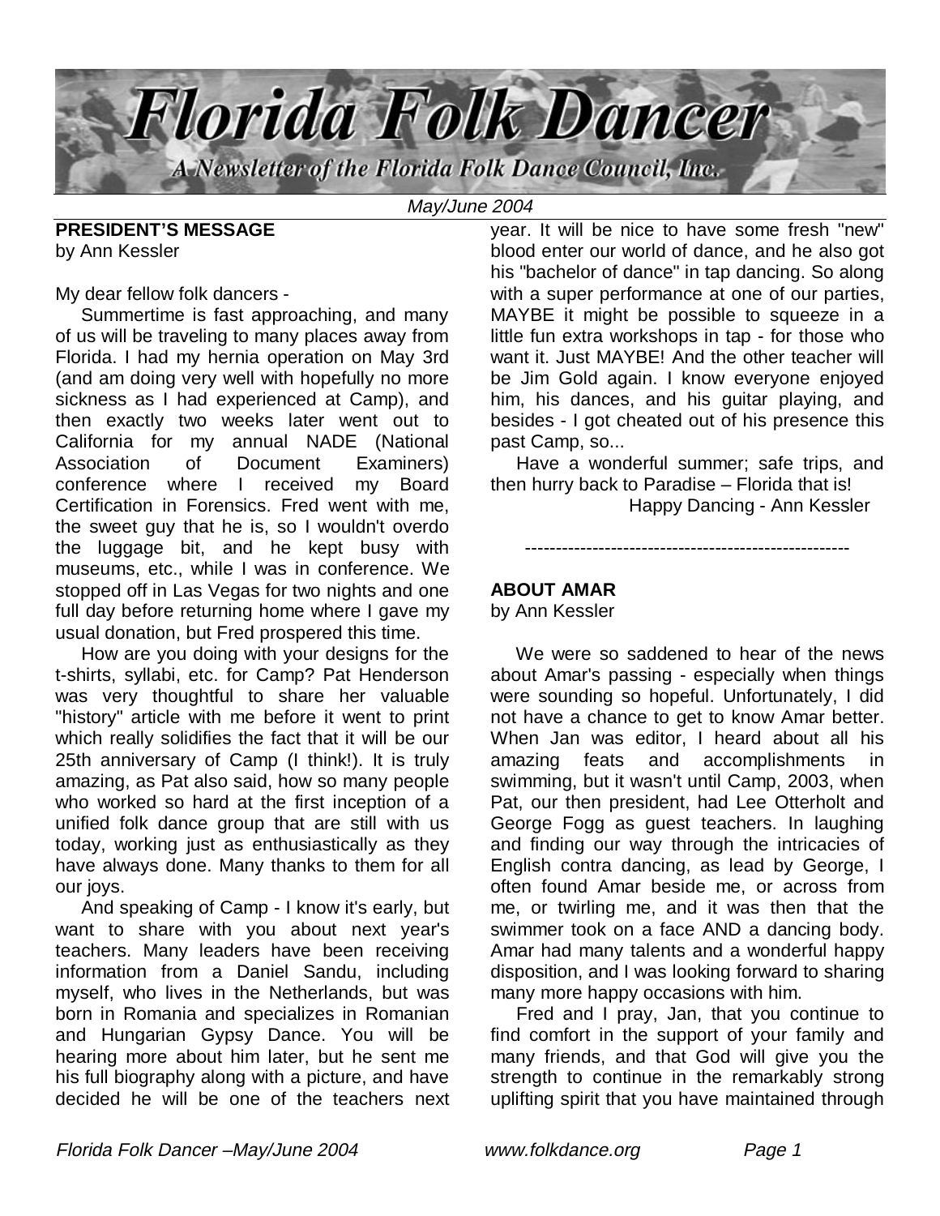# Florida Folk Dancer

A Newsletter of the Florida Folk Dance Council, Inc.

*May/June 2004*

## PRESIDENT'S MESSAGE

by Ann Kessler

My dear fellow folk dancers -

Summertime is fast approaching, and many of us will be traveling to many places away from Florida. I had my hernia operation on May 3rd (and am doing very well with hopefully no more sickness as I had experienced at Camp), and then exactly two weeks later went out to California for my annual NADE (National Association of Document Examiners) conference where I received my Board Certification in Forensics. Fred went with me, the sweet guy that he is, so I wouldn't overdo the luggage bit, and he kept busy with museums, etc., while I was in conference. We stopped off in Las Vegas for two nights and one full day before returning home where I gave my usual donation, but Fred prospered this time.

How are you doing with your designs for the t-shirts, syllabi, etc. for Camp? Pat Henderson was very thoughtful to share her valuable "history" article with me before it went to print which really solidifies the fact that it will be our 25th anniversary of Camp (I think!). It is truly amazing, as Pat also said, how so many people who worked so hard at the first inception of a unified folk dance group that are still with us today, working just as enthusiastically as they have always done. Many thanks to them for all our joys.

And speaking of Camp - I know it's early, but want to share with you about next year's teachers. Many leaders have been receiving information from a Daniel Sandu, including myself, who lives in the Netherlands, but was born in Romania and specializes in Romanian and Hungarian Gypsy Dance. You will be hearing more about him later, but he sent me his full biography along with a picture, and have decided he will be one of the teachers next year. It will be nice to have some fresh "new" blood enter our world of dance, and he also got his "bachelor of dance" in tap dancing. So along with a super performance at one of our parties, MAYBE it might be possible to squeeze in a little fun extra workshops in tap - for those who want it. Just MAYBE! And the other teacher will be Jim Gold again. I know everyone enjoyed him, his dances, and his guitar playing, and besides - I got cheated out of his presence this past Camp, so...

Have a wonderful summer; safe trips, and then hurry back to Paradise – Florida that is!

Happy Dancing - Ann Kessler

-----------------------------------------------------

## ABOUT AMAR

by Ann Kessler

We were so saddened to hear of the news about Amar's passing - especially when things were sounding so hopeful. Unfortunately, I did not have a chance to get to know Amar better. When Jan was editor, I heard about all his amazing feats and accomplishments in swimming, but it wasn't until Camp, 2003, when Pat, our then president, had Lee Otterholt and George Fogg as guest teachers. In laughing and finding our way through the intricacies of English contra dancing, as lead by George, I often found Amar beside me, or across from me, or twirling me, and it was then that the swimmer took on a face AND a dancing body. Amar had many talents and a wonderful happy disposition, and I was looking forward to sharing many more happy occasions with him.

Fred and I pray, Jan, that you continue to find comfort in the support of your family and many friends, and that God will give you the strength to continue in the remarkably strong uplifting spirit that you have maintained through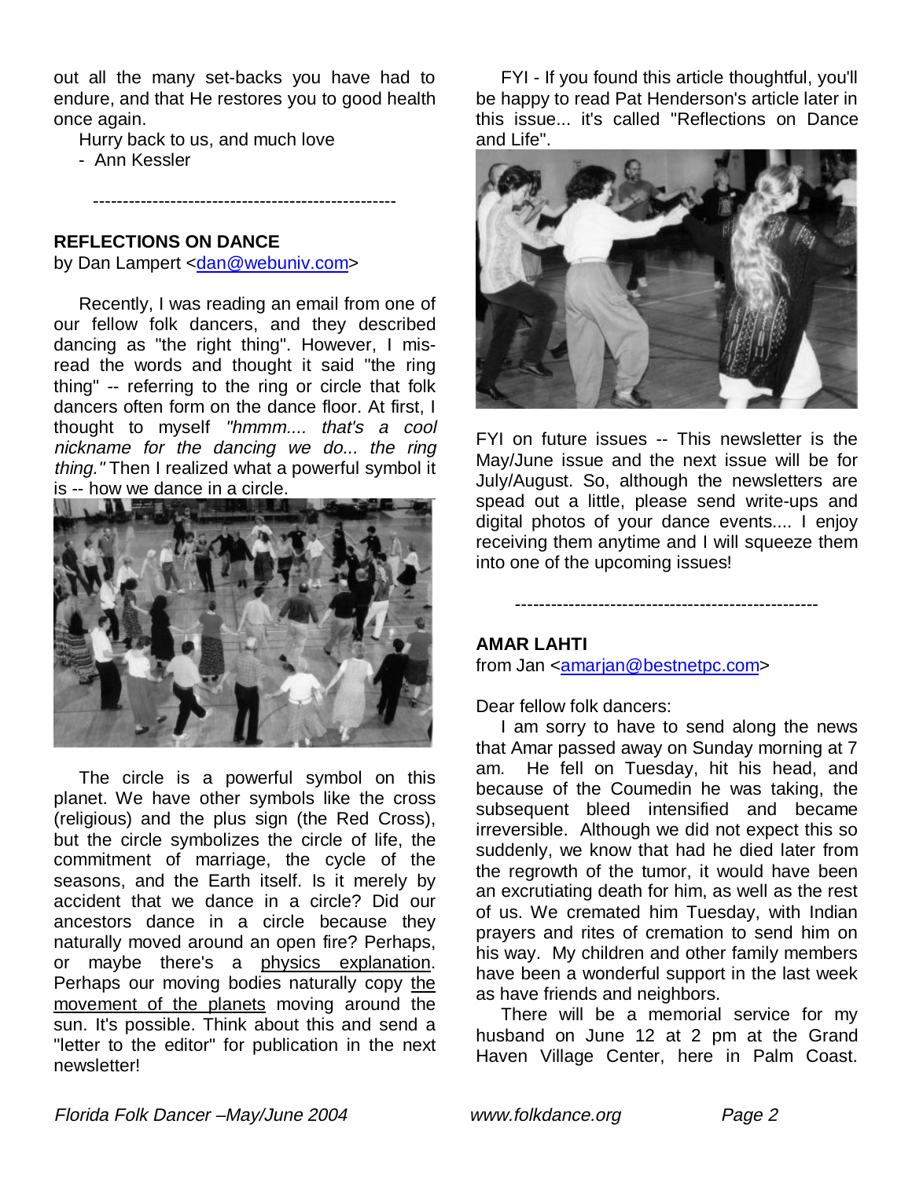out all the many set-backs you have had to endure, and that He restores you to good health once again.

Hurry back to us, and much love

- Ann Kessler

---

**REFLECTIONS ON DANCE**

by Dan Lampert <dan@webuniv.com>

Recently, I was reading an email from one of our fellow folk dancers, and they described dancing as "the right thing". However, I misread the words and thought it said "the ring thing" -- referring to the ring or circle that folk dancers often form on the dance floor. At first, I thought to myself *"hmmm.... that's a cool nickname for the dancing we do... the ring thing."* Then I realized what a powerful symbol it is -- how we dance in a circle.

The circle is a powerful symbol on this planet. We have other symbols like the cross (religious) and the plus sign (the Red Cross), but the circle symbolizes the circle of life, the commitment of marriage, the cycle of the seasons, and the Earth itself. Is it merely by accident that we dance in a circle? Did our ancestors dance in a circle because they naturally moved around an open fire? Perhaps, or maybe there's a physics explanation. Perhaps our moving bodies naturally copy the movement of the planets moving around the sun. It's possible. Think about this and send a "letter to the editor" for publication in the next newsletter!

FYI - If you found this article thoughtful, you'll be happy to read Pat Henderson's article later in this issue... it's called "Reflections on Dance and Life".

FYI on future issues -- This newsletter is the May/June issue and the next issue will be for July/August. So, although the newsletters are spead out a little, please send write-ups and digital photos of your dance events.... I enjoy receiving them anytime and I will squeeze them into one of the upcoming issues!

---

**AMAR LAHTI**

from Jan <amarjan@bestnetpc.com>

Dear fellow folk dancers:

I am sorry to have to send along the news that Amar passed away on Sunday morning at 7 am. He fell on Tuesday, hit his head, and because of the Coumedin he was taking, the subsequent bleed intensified and became irreversible. Although we did not expect this so suddenly, we know that had he died later from the regrowth of the tumor, it would have been an excrutiating death for him, as well as the rest of us. We cremated him Tuesday, with Indian prayers and rites of cremation to send him on his way. My children and other family members have been a wonderful support in the last week as have friends and neighbors.

There will be a memorial service for my husband on June 12 at 2 pm at the Grand Haven Village Center, here in Palm Coast.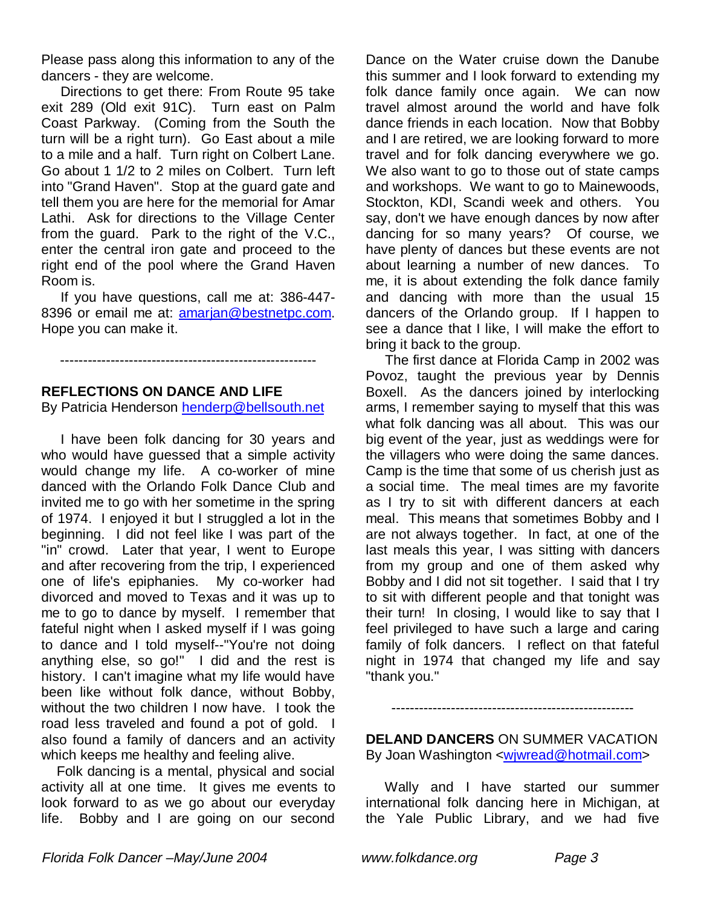Please pass along this information to any of the dancers - they are welcome.

Directions to get there: From Route 95 take exit 289 (Old exit 91C). Turn east on Palm Coast Parkway. (Coming from the South the turn will be a right turn). Go East about a mile to a mile and a half. Turn right on Colbert Lane. Go about 1 1/2 to 2 miles on Colbert. Turn left into "Grand Haven". Stop at the guard gate and tell them you are here for the memorial for Amar Lathi. Ask for directions to the Village Center from the guard. Park to the right of the V.C., enter the central iron gate and proceed to the right end of the pool where the Grand Haven Room is.

If you have questions, call me at: 386-447-8396 or email me at: amarjan@bestnetpc.com. Hope you can make it.

---

**REFLECTIONS ON DANCE AND LIFE**
By Patricia Henderson henderp@bellsouth.net

I have been folk dancing for 30 years and who would have guessed that a simple activity would change my life. A co-worker of mine danced with the Orlando Folk Dance Club and invited me to go with her sometime in the spring of 1974. I enjoyed it but I struggled a lot in the beginning. I did not feel like I was part of the "in" crowd. Later that year, I went to Europe and after recovering from the trip, I experienced one of life's epiphanies. My co-worker had divorced and moved to Texas and it was up to me to go to dance by myself. I remember that fateful night when I asked myself if I was going to dance and I told myself--"You're not doing anything else, so go!" I did and the rest is history. I can't imagine what my life would have been like without folk dance, without Bobby, without the two children I now have. I took the road less traveled and found a pot of gold. I also found a family of dancers and an activity which keeps me healthy and feeling alive.

Folk dancing is a mental, physical and social activity all at one time. It gives me events to look forward to as we go about our everyday life. Bobby and I are going on our second Dance on the Water cruise down the Danube this summer and I look forward to extending my folk dance family once again. We can now travel almost around the world and have folk dance friends in each location. Now that Bobby and I are retired, we are looking forward to more travel and for folk dancing everywhere we go. We also want to go to those out of state camps and workshops. We want to go to Mainewoods, Stockton, KDI, Scandi week and others. You say, don't we have enough dances by now after dancing for so many years? Of course, we have plenty of dances but these events are not about learning a number of new dances. To me, it is about extending the folk dance family and dancing with more than the usual 15 dancers of the Orlando group. If I happen to see a dance that I like, I will make the effort to bring it back to the group.

The first dance at Florida Camp in 2002 was Povoz, taught the previous year by Dennis Boxell. As the dancers joined by interlocking arms, I remember saying to myself that this was what folk dancing was all about. This was our big event of the year, just as weddings were for the villagers who were doing the same dances. Camp is the time that some of us cherish just as a social time. The meal times are my favorite as I try to sit with different dancers at each meal. This means that sometimes Bobby and I are not always together. In fact, at one of the last meals this year, I was sitting with dancers from my group and one of them asked why Bobby and I did not sit together. I said that I try to sit with different people and that tonight was their turn! In closing, I would like to say that I feel privileged to have such a large and caring family of folk dancers. I reflect on that fateful night in 1974 that changed my life and say "thank you."

---

**DELAND DANCERS** ON SUMMER VACATION
By Joan Washington <wjwread@hotmail.com>

Wally and I have started our summer international folk dancing here in Michigan, at the Yale Public Library, and we had five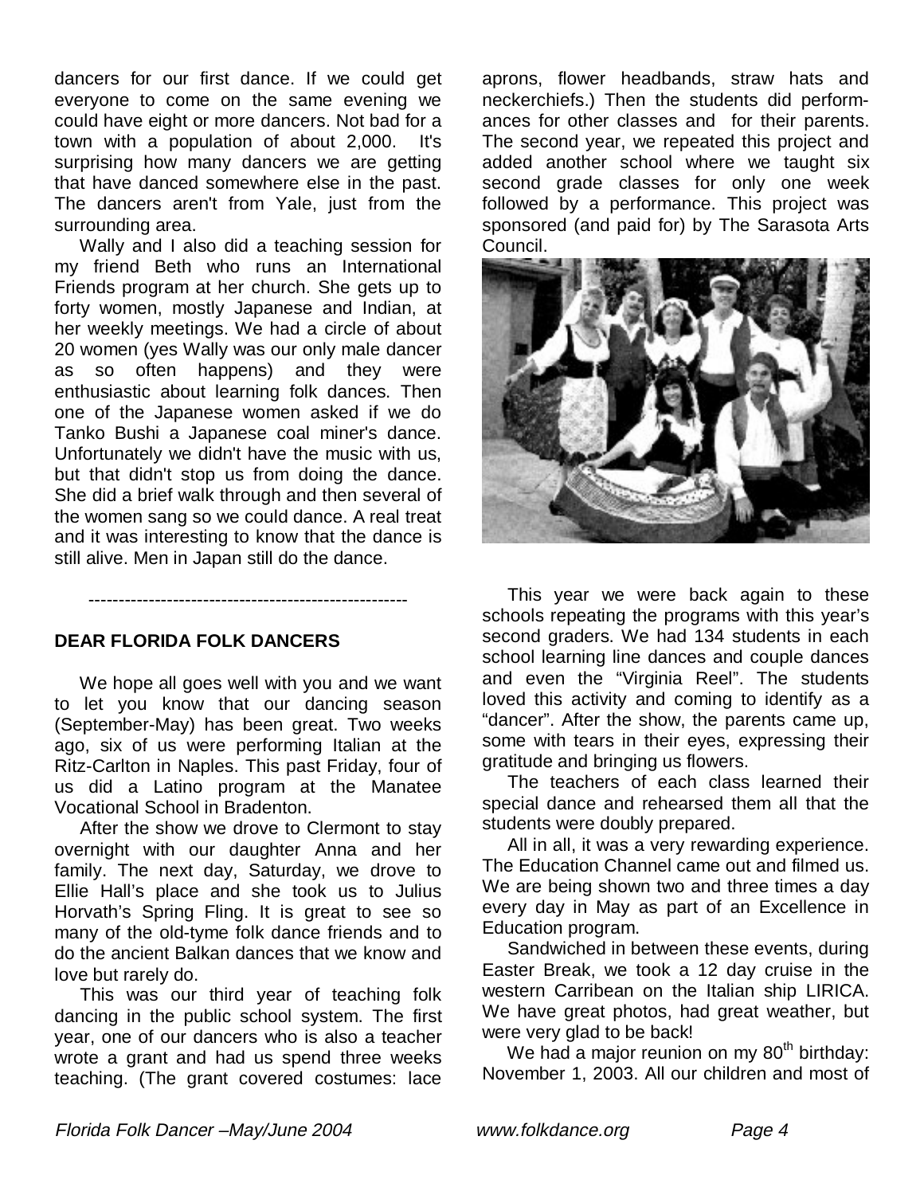dancers for our first dance. If we could get everyone to come on the same evening we could have eight or more dancers. Not bad for a town with a population of about 2,000. It's surprising how many dancers we are getting that have danced somewhere else in the past. The dancers aren't from Yale, just from the surrounding area.

Wally and I also did a teaching session for my friend Beth who runs an International Friends program at her church. She gets up to forty women, mostly Japanese and Indian, at her weekly meetings. We had a circle of about 20 women (yes Wally was our only male dancer as so often happens) and they were enthusiastic about learning folk dances. Then one of the Japanese women asked if we do Tanko Bushi a Japanese coal miner's dance. Unfortunately we didn't have the music with us, but that didn't stop us from doing the dance. She did a brief walk through and then several of the women sang so we could dance. A real treat and it was interesting to know that the dance is still alive. Men in Japan still do the dance.

---

## DEAR FLORIDA FOLK DANCERS

We hope all goes well with you and we want to let you know that our dancing season (September-May) has been great. Two weeks ago, six of us were performing Italian at the Ritz-Carlton in Naples. This past Friday, four of us did a Latino program at the Manatee Vocational School in Bradenton.

After the show we drove to Clermont to stay overnight with our daughter Anna and her family. The next day, Saturday, we drove to Ellie Hall's place and she took us to Julius Horvath's Spring Fling. It is great to see so many of the old-tyme folk dance friends and to do the ancient Balkan dances that we know and love but rarely do.

This was our third year of teaching folk dancing in the public school system. The first year, one of our dancers who is also a teacher wrote a grant and had us spend three weeks teaching. (The grant covered costumes: lace aprons, flower headbands, straw hats and neckerchiefs.) Then the students did performances for other classes and for their parents. The second year, we repeated this project and added another school where we taught six second grade classes for only one week followed by a performance. This project was sponsored (and paid for) by The Sarasota Arts Council.

This year we were back again to these schools repeating the programs with this year's second graders. We had 134 students in each school learning line dances and couple dances and even the "Virginia Reel". The students loved this activity and coming to identify as a "dancer". After the show, the parents came up, some with tears in their eyes, expressing their gratitude and bringing us flowers.

The teachers of each class learned their special dance and rehearsed them all that the students were doubly prepared.

All in all, it was a very rewarding experience. The Education Channel came out and filmed us. We are being shown two and three times a day every day in May as part of an Excellence in Education program.

Sandwiched in between these events, during Easter Break, we took a 12 day cruise in the western Carribean on the Italian ship LIRICA. We have great photos, had great weather, but were very glad to be back!

We had a major reunion on my 80th birthday: November 1, 2003. All our children and most of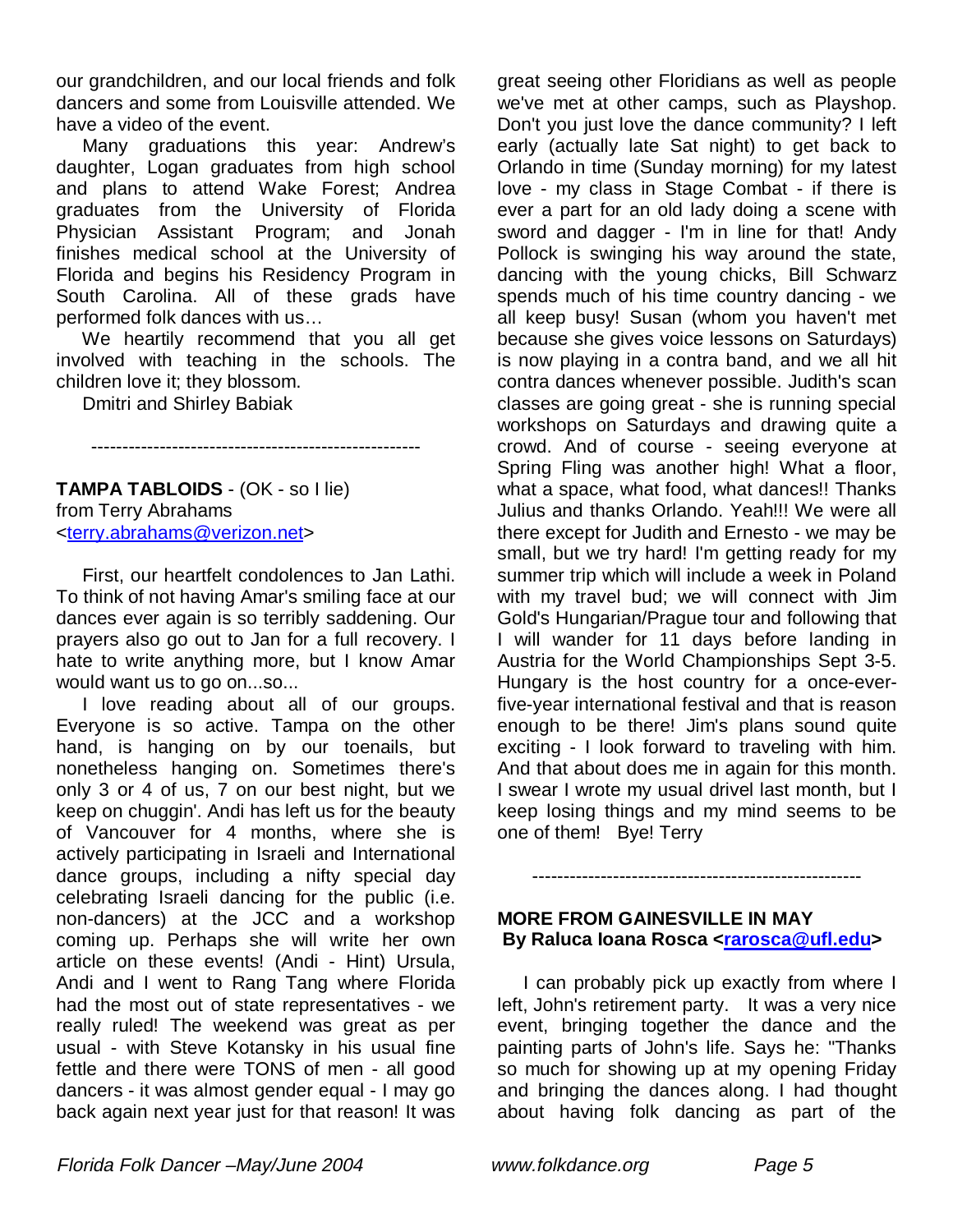our grandchildren, and our local friends and folk dancers and some from Louisville attended. We have a video of the event.

Many graduations this year: Andrew's daughter, Logan graduates from high school and plans to attend Wake Forest; Andrea graduates from the University of Florida Physician Assistant Program; and Jonah finishes medical school at the University of Florida and begins his Residency Program in South Carolina. All of these grads have performed folk dances with us…

We heartily recommend that you all get involved with teaching in the schools. The children love it; they blossom.

Dmitri and Shirley Babiak

-----------------------------------------------------

**TAMPA TABLOIDS** - (OK - so I lie)
from Terry Abrahams
<terry.abrahams@verizon.net>

First, our heartfelt condolences to Jan Lathi. To think of not having Amar's smiling face at our dances ever again is so terribly saddening. Our prayers also go out to Jan for a full recovery. I hate to write anything more, but I know Amar would want us to go on...so...

I love reading about all of our groups. Everyone is so active. Tampa on the other hand, is hanging on by our toenails, but nonetheless hanging on. Sometimes there's only 3 or 4 of us, 7 on our best night, but we keep on chuggin'. Andi has left us for the beauty of Vancouver for 4 months, where she is actively participating in Israeli and International dance groups, including a nifty special day celebrating Israeli dancing for the public (i.e. non-dancers) at the JCC and a workshop coming up. Perhaps she will write her own article on these events! (Andi - Hint) Ursula, Andi and I went to Rang Tang where Florida had the most out of state representatives - we really ruled! The weekend was great as per usual - with Steve Kotansky in his usual fine fettle and there were TONS of men - all good dancers - it was almost gender equal - I may go back again next year just for that reason! It was great seeing other Floridians as well as people we've met at other camps, such as Playshop. Don't you just love the dance community? I left early (actually late Sat night) to get back to Orlando in time (Sunday morning) for my latest love - my class in Stage Combat - if there is ever a part for an old lady doing a scene with sword and dagger - I'm in line for that! Andy Pollock is swinging his way around the state, dancing with the young chicks, Bill Schwarz spends much of his time country dancing - we all keep busy! Susan (whom you haven't met because she gives voice lessons on Saturdays) is now playing in a contra band, and we all hit contra dances whenever possible. Judith's scan classes are going great - she is running special workshops on Saturdays and drawing quite a crowd. And of course - seeing everyone at Spring Fling was another high! What a floor, what a space, what food, what dances!! Thanks Julius and thanks Orlando. Yeah!!! We were all there except for Judith and Ernesto - we may be small, but we try hard! I'm getting ready for my summer trip which will include a week in Poland with my travel bud; we will connect with Jim Gold's Hungarian/Prague tour and following that I will wander for 11 days before landing in Austria for the World Championships Sept 3-5. Hungary is the host country for a once-ever-five-year international festival and that is reason enough to be there! Jim's plans sound quite exciting - I look forward to traveling with him. And that about does me in again for this month. I swear I wrote my usual drivel last month, but I keep losing things and my mind seems to be one of them! Bye! Terry

-----------------------------------------------------

**MORE FROM GAINESVILLE IN MAY**
**By Raluca Ioana Rosca <rarosca@ufl.edu>**

I can probably pick up exactly from where I left, John's retirement party. It was a very nice event, bringing together the dance and the painting parts of John's life. Says he: "Thanks so much for showing up at my opening Friday and bringing the dances along. I had thought about having folk dancing as part of the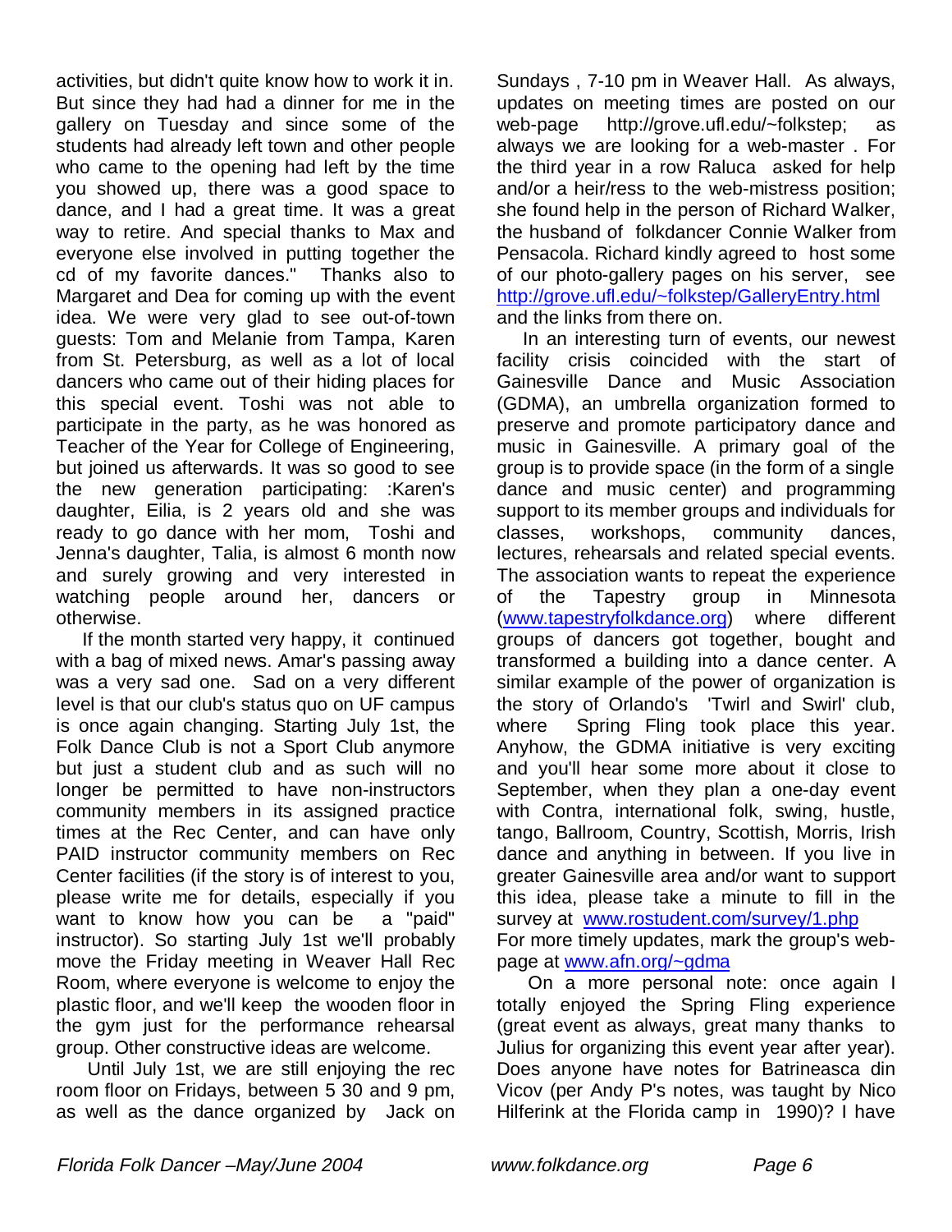activities, but didn't quite know how to work it in. But since they had had a dinner for me in the gallery on Tuesday and since some of the students had already left town and other people who came to the opening had left by the time you showed up, there was a good space to dance, and I had a great time. It was a great way to retire. And special thanks to Max and everyone else involved in putting together the cd of my favorite dances." Thanks also to Margaret and Dea for coming up with the event idea. We were very glad to see out-of-town guests: Tom and Melanie from Tampa, Karen from St. Petersburg, as well as a lot of local dancers who came out of their hiding places for this special event. Toshi was not able to participate in the party, as he was honored as Teacher of the Year for College of Engineering, but joined us afterwards. It was so good to see the new generation participating: :Karen's daughter, Eilia, is 2 years old and she was ready to go dance with her mom, Toshi and Jenna's daughter, Talia, is almost 6 month now and surely growing and very interested in watching people around her, dancers or otherwise.

If the month started very happy, it continued with a bag of mixed news. Amar's passing away was a very sad one. Sad on a very different level is that our club's status quo on UF campus is once again changing. Starting July 1st, the Folk Dance Club is not a Sport Club anymore but just a student club and as such will no longer be permitted to have non-instructors community members in its assigned practice times at the Rec Center, and can have only PAID instructor community members on Rec Center facilities (if the story is of interest to you, please write me for details, especially if you want to know how you can be a "paid" instructor). So starting July 1st we'll probably move the Friday meeting in Weaver Hall Rec Room, where everyone is welcome to enjoy the plastic floor, and we'll keep the wooden floor in the gym just for the performance rehearsal group. Other constructive ideas are welcome.

Until July 1st, we are still enjoying the rec room floor on Fridays, between 5 30 and 9 pm, as well as the dance organized by Jack on Sundays , 7-10 pm in Weaver Hall. As always, updates on meeting times are posted on our web-page http://grove.ufl.edu/~folkstep; as always we are looking for a web-master . For the third year in a row Raluca asked for help and/or a heir/ress to the web-mistress position; she found help in the person of Richard Walker, the husband of folkdancer Connie Walker from Pensacola. Richard kindly agreed to host some of our photo-gallery pages on his server, see http://grove.ufl.edu/~folkstep/GalleryEntry.html and the links from there on.

In an interesting turn of events, our newest facility crisis coincided with the start of Gainesville Dance and Music Association (GDMA), an umbrella organization formed to preserve and promote participatory dance and music in Gainesville. A primary goal of the group is to provide space (in the form of a single dance and music center) and programming support to its member groups and individuals for classes, workshops, community dances, lectures, rehearsals and related special events. The association wants to repeat the experience of the Tapestry group in Minnesota (www.tapestryfolkdance.org) where different groups of dancers got together, bought and transformed a building into a dance center. A similar example of the power of organization is the story of Orlando's 'Twirl and Swirl' club, where Spring Fling took place this year. Anyhow, the GDMA initiative is very exciting and you'll hear some more about it close to September, when they plan a one-day event with Contra, international folk, swing, hustle, tango, Ballroom, Country, Scottish, Morris, Irish dance and anything in between. If you live in greater Gainesville area and/or want to support this idea, please take a minute to fill in the survey at www.rostudent.com/survey/1.php For more timely updates, mark the group's web-page at www.afn.org/~gdma

On a more personal note: once again I totally enjoyed the Spring Fling experience (great event as always, great many thanks to Julius for organizing this event year after year). Does anyone have notes for Batrineasca din Vicov (per Andy P's notes, was taught by Nico Hilferink at the Florida camp in 1990)? I have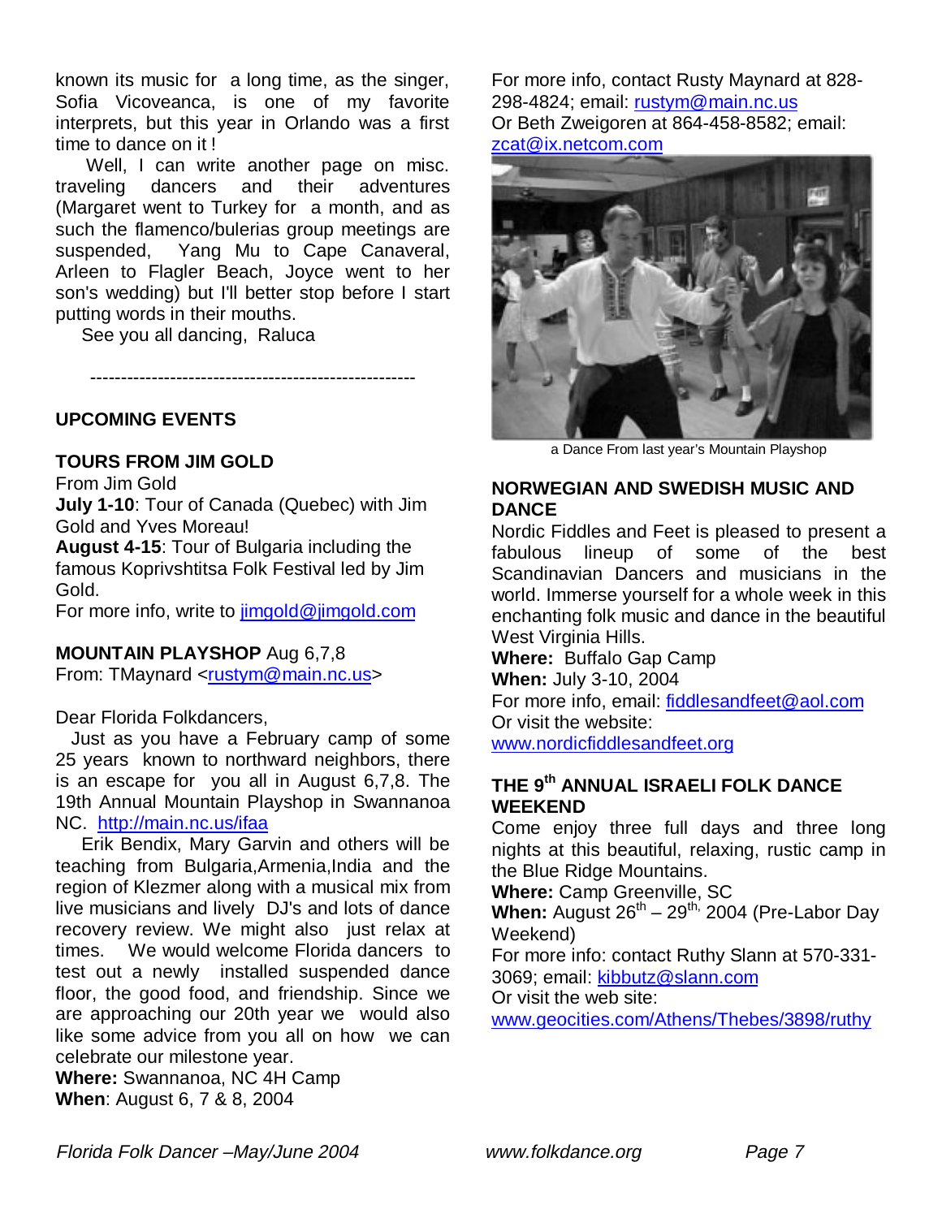known its music for a long time, as the singer, Sofia Vicoveanca, is one of my favorite interprets, but this year in Orlando was a first time to dance on it !

Well, I can write another page on misc. traveling dancers and their adventures (Margaret went to Turkey for a month, and as such the flamenco/bulerias group meetings are suspended, Yang Mu to Cape Canaveral, Arleen to Flagler Beach, Joyce went to her son's wedding) but I'll better stop before I start putting words in their mouths.

See you all dancing, Raluca

-----------------------------------------------------

## UPCOMING EVENTS

### TOURS FROM JIM GOLD

From Jim Gold

**July 1-10**: Tour of Canada (Quebec) with Jim Gold and Yves Moreau!

**August 4-15**: Tour of Bulgaria including the famous Koprivshtitsa Folk Festival led by Jim Gold.

For more info, write to jimgold@jimgold.com

### MOUNTAIN PLAYSHOP Aug 6,7,8

From: TMaynard <rustym@main.nc.us>

Dear Florida Folkdancers,

Just as you have a February camp of some 25 years known to northward neighbors, there is an escape for you all in August 6,7,8. The 19th Annual Mountain Playshop in Swannanoa NC. http://main.nc.us/ifaa

Erik Bendix, Mary Garvin and others will be teaching from Bulgaria,Armenia,India and the region of Klezmer along with a musical mix from live musicians and lively DJ's and lots of dance recovery review. We might also just relax at times. We would welcome Florida dancers to test out a newly installed suspended dance floor, the good food, and friendship. Since we are approaching our 20th year we would also like some advice from you all on how we can celebrate our milestone year.

**Where:** Swannanoa, NC 4H Camp

**When**: August 6, 7 & 8, 2004

For more info, contact Rusty Maynard at 828-298-4824; email: rustym@main.nc.us

Or Beth Zweigoren at 864-458-8582; email: zcat@ix.netcom.com

a Dance From last year's Mountain Playshop

### NORWEGIAN AND SWEDISH MUSIC AND DANCE

Nordic Fiddles and Feet is pleased to present a fabulous lineup of some of the best Scandinavian Dancers and musicians in the world. Immerse yourself for a whole week in this enchanting folk music and dance in the beautiful West Virginia Hills.

**Where:** Buffalo Gap Camp

**When:** July 3-10, 2004

For more info, email: fiddlesandfeet@aol.com

Or visit the website:

www.nordicfiddlesandfeet.org

### THE 9th ANNUAL ISRAELI FOLK DANCE WEEKEND

Come enjoy three full days and three long nights at this beautiful, relaxing, rustic camp in the Blue Ridge Mountains.

**Where:** Camp Greenville, SC

**When:** August 26th – 29th, 2004 (Pre-Labor Day Weekend)

For more info: contact Ruthy Slann at 570-331-3069; email: kibbutz@slann.com

Or visit the web site:

www.geocities.com/Athens/Thebes/3898/ruthy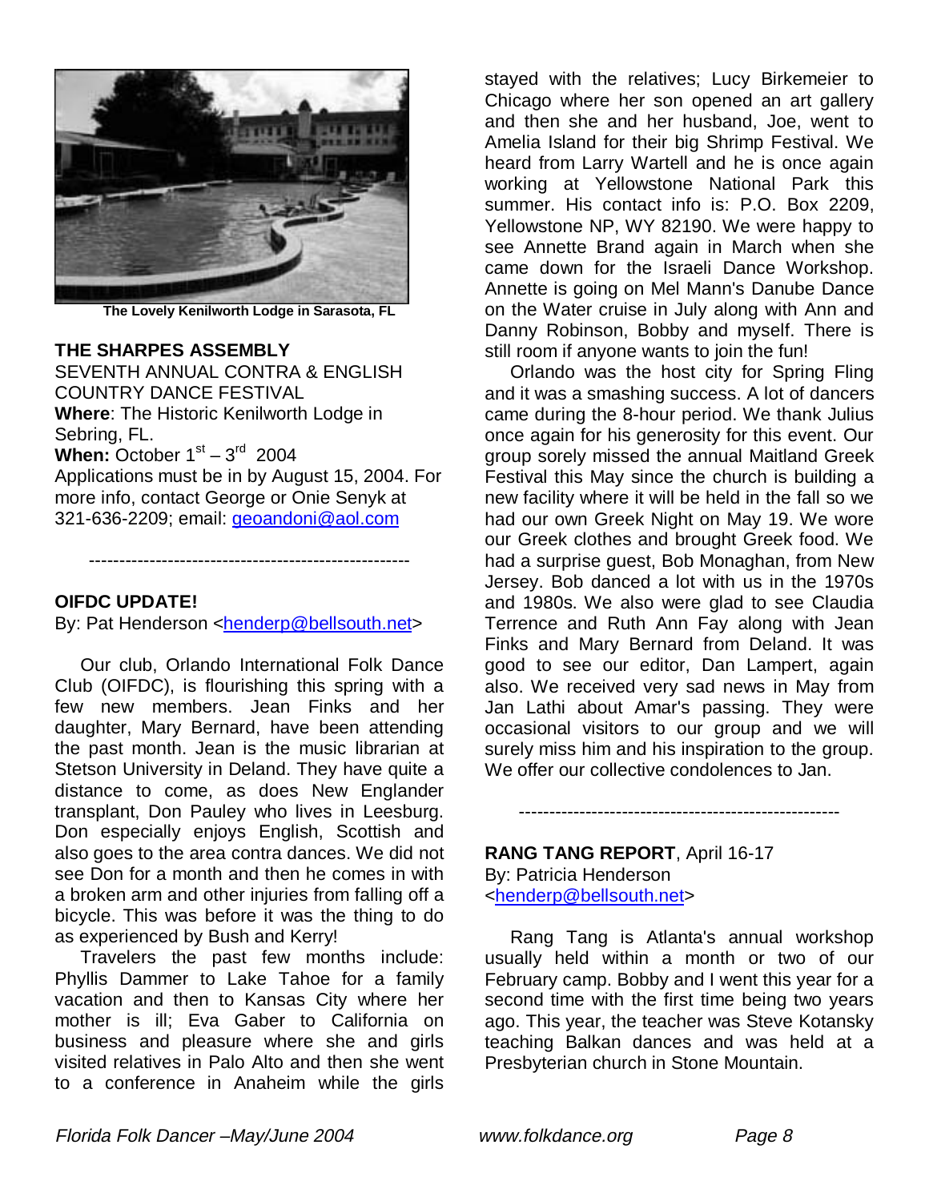The Lovely Kenilworth Lodge in Sarasota, FL

**THE SHARPES ASSEMBLY**

SEVENTH ANNUAL CONTRA & ENGLISH COUNTRY DANCE FESTIVAL

**Where**: The Historic Kenilworth Lodge in Sebring, FL.

**When:** October 1st – 3rd 2004

Applications must be in by August 15, 2004. For more info, contact George or Onie Senyk at 321-636-2209; email: geoandoni@aol.com

---

## OIFDC UPDATE!

By: Pat Henderson <henderp@bellsouth.net>

Our club, Orlando International Folk Dance Club (OIFDC), is flourishing this spring with a few new members. Jean Finks and her daughter, Mary Bernard, have been attending the past month. Jean is the music librarian at Stetson University in Deland. They have quite a distance to come, as does New Englander transplant, Don Pauley who lives in Leesburg. Don especially enjoys English, Scottish and also goes to the area contra dances. We did not see Don for a month and then he comes in with a broken arm and other injuries from falling off a bicycle. This was before it was the thing to do as experienced by Bush and Kerry!

Travelers the past few months include: Phyllis Dammer to Lake Tahoe for a family vacation and then to Kansas City where her mother is ill; Eva Gaber to California on business and pleasure where she and girls visited relatives in Palo Alto and then she went to a conference in Anaheim while the girls stayed with the relatives; Lucy Birkemeier to Chicago where her son opened an art gallery and then she and her husband, Joe, went to Amelia Island for their big Shrimp Festival. We heard from Larry Wartell and he is once again working at Yellowstone National Park this summer. His contact info is: P.O. Box 2209, Yellowstone NP, WY 82190. We were happy to see Annette Brand again in March when she came down for the Israeli Dance Workshop. Annette is going on Mel Mann's Danube Dance on the Water cruise in July along with Ann and Danny Robinson, Bobby and myself. There is still room if anyone wants to join the fun!

Orlando was the host city for Spring Fling and it was a smashing success. A lot of dancers came during the 8-hour period. We thank Julius once again for his generosity for this event. Our group sorely missed the annual Maitland Greek Festival this May since the church is building a new facility where it will be held in the fall so we had our own Greek Night on May 19. We wore our Greek clothes and brought Greek food. We had a surprise guest, Bob Monaghan, from New Jersey. Bob danced a lot with us in the 1970s and 1980s. We also were glad to see Claudia Terrence and Ruth Ann Fay along with Jean Finks and Mary Bernard from Deland. It was good to see our editor, Dan Lampert, again also. We received very sad news in May from Jan Lathi about Amar's passing. They were occasional visitors to our group and we will surely miss him and his inspiration to the group. We offer our collective condolences to Jan.

---

## RANG TANG REPORT, April 16-17

By: Patricia Henderson <henderp@bellsouth.net>

Rang Tang is Atlanta's annual workshop usually held within a month or two of our February camp. Bobby and I went this year for a second time with the first time being two years ago. This year, the teacher was Steve Kotansky teaching Balkan dances and was held at a Presbyterian church in Stone Mountain.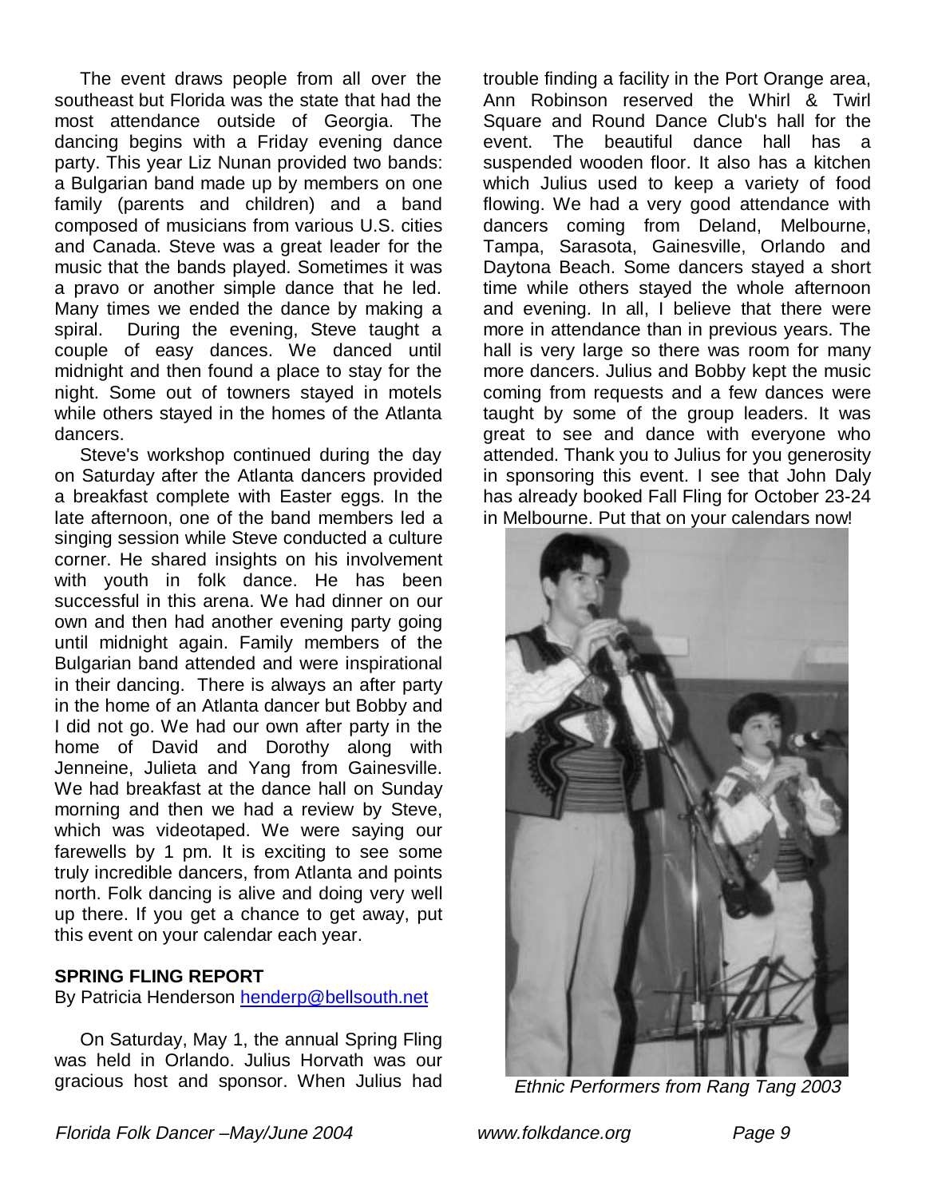The event draws people from all over the southeast but Florida was the state that had the most attendance outside of Georgia. The dancing begins with a Friday evening dance party. This year Liz Nunan provided two bands: a Bulgarian band made up by members on one family (parents and children) and a band composed of musicians from various U.S. cities and Canada. Steve was a great leader for the music that the bands played. Sometimes it was a pravo or another simple dance that he led. Many times we ended the dance by making a spiral. During the evening, Steve taught a couple of easy dances. We danced until midnight and then found a place to stay for the night. Some out of towners stayed in motels while others stayed in the homes of the Atlanta dancers.

Steve's workshop continued during the day on Saturday after the Atlanta dancers provided a breakfast complete with Easter eggs. In the late afternoon, one of the band members led a singing session while Steve conducted a culture corner. He shared insights on his involvement with youth in folk dance. He has been successful in this arena. We had dinner on our own and then had another evening party going until midnight again. Family members of the Bulgarian band attended and were inspirational in their dancing. There is always an after party in the home of an Atlanta dancer but Bobby and I did not go. We had our own after party in the home of David and Dorothy along with Jenneine, Julieta and Yang from Gainesville. We had breakfast at the dance hall on Sunday morning and then we had a review by Steve, which was videotaped. We were saying our farewells by 1 pm. It is exciting to see some truly incredible dancers, from Atlanta and points north. Folk dancing is alive and doing very well up there. If you get a chance to get away, put this event on your calendar each year.

**SPRING FLING REPORT**

By Patricia Henderson henderp@bellsouth.net

On Saturday, May 1, the annual Spring Fling was held in Orlando. Julius Horvath was our gracious host and sponsor. When Julius had trouble finding a facility in the Port Orange area, Ann Robinson reserved the Whirl & Twirl Square and Round Dance Club's hall for the event. The beautiful dance hall has a suspended wooden floor. It also has a kitchen which Julius used to keep a variety of food flowing. We had a very good attendance with dancers coming from Deland, Melbourne, Tampa, Sarasota, Gainesville, Orlando and Daytona Beach. Some dancers stayed a short time while others stayed the whole afternoon and evening. In all, I believe that there were more in attendance than in previous years. The hall is very large so there was room for many more dancers. Julius and Bobby kept the music coming from requests and a few dances were taught by some of the group leaders. It was great to see and dance with everyone who attended. Thank you to Julius for you generosity in sponsoring this event. I see that John Daly has already booked Fall Fling for October 23-24 in Melbourne. Put that on your calendars now!

*Ethnic Performers from Rang Tang 2003*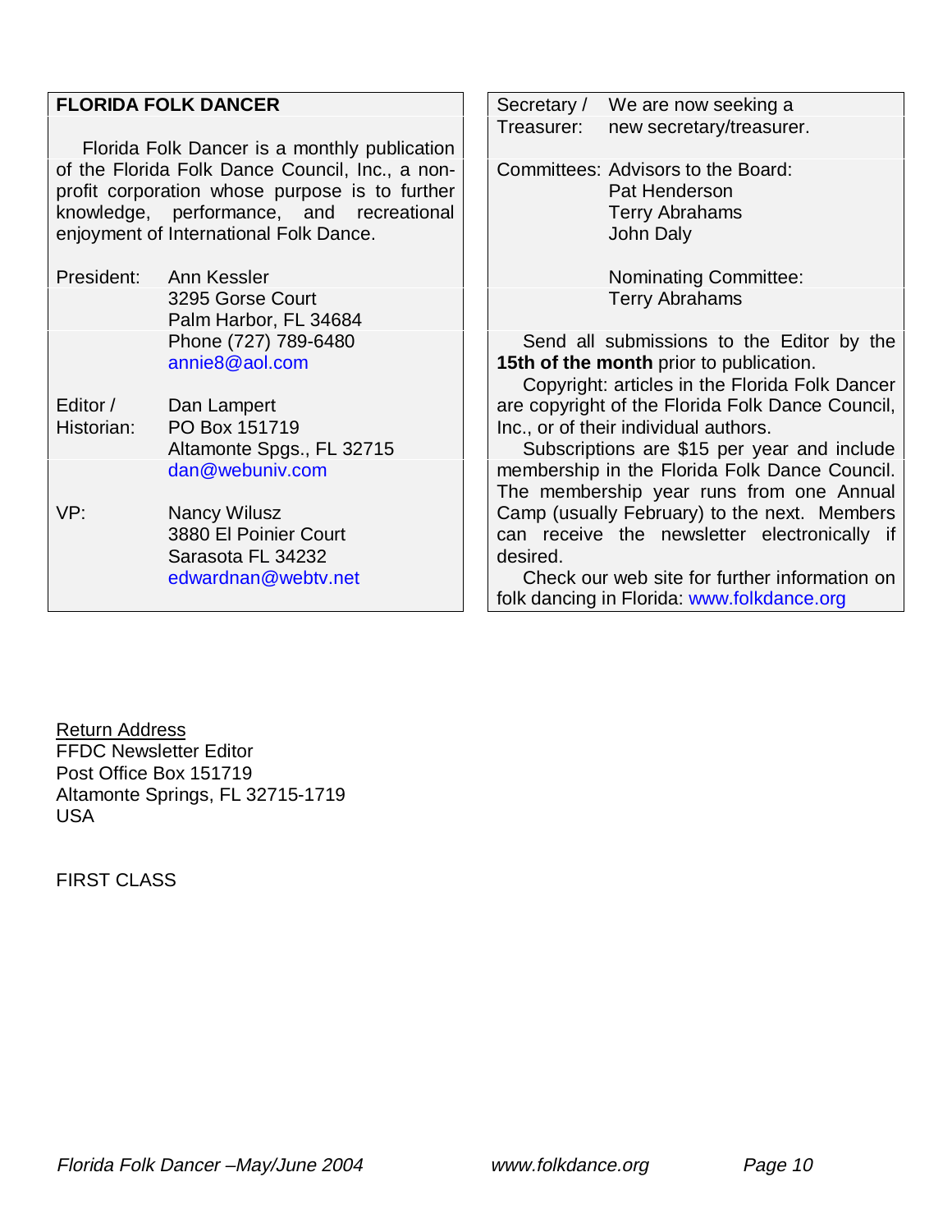## FLORIDA FOLK DANCER

Florida Folk Dancer is a monthly publication of the Florida Folk Dance Council, Inc., a non-profit corporation whose purpose is to further knowledge, performance, and recreational enjoyment of International Folk Dance.

| | |
|---|---|
| President: | Ann Kessler<br>3295 Gorse Court<br>Palm Harbor, FL 34684<br>Phone (727) 789-6480<br>annie8@aol.com |
| Editor / Historian: | Dan Lampert<br>PO Box 151719<br>Altamonte Spgs., FL 32715<br>dan@webuniv.com |
| VP: | Nancy Wilusz<br>3880 El Poinier Court<br>Sarasota FL 34232<br>edwardnan@webtv.net |
| Secretary / Treasurer: | We are now seeking a new secretary/treasurer. |
| Committees: | Advisors to the Board:<br>Pat Henderson<br>Terry Abrahams<br>John Daly<br><br>Nominating Committee:<br>Terry Abrahams |

Send all submissions to the Editor by the **15th of the month** prior to publication.

Copyright: articles in the Florida Folk Dancer are copyright of the Florida Folk Dance Council, Inc., or of their individual authors.

Subscriptions are $15 per year and include membership in the Florida Folk Dance Council. The membership year runs from one Annual Camp (usually February) to the next. Members can receive the newsletter electronically if desired.

Check our web site for further information on folk dancing in Florida: www.folkdance.org

Return Address
FFDC Newsletter Editor
Post Office Box 151719
Altamonte Springs, FL 32715-1719
USA

FIRST CLASS